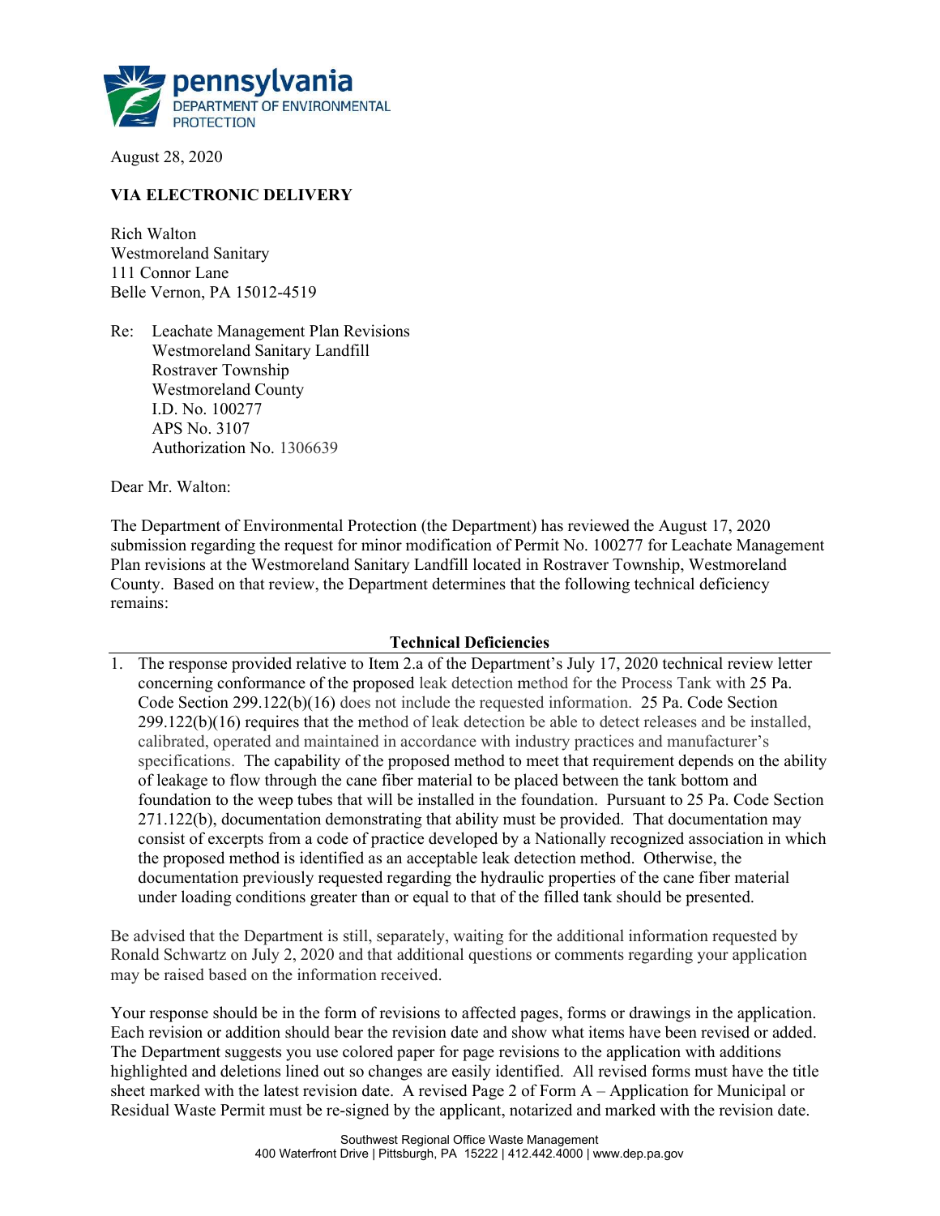**pennsylvania**
DEPARTMENT OF ENVIRONMENTAL PROTECTION

August 28, 2020

**VIA ELECTRONIC DELIVERY**

Rich Walton
Westmoreland Sanitary
111 Connor Lane
Belle Vernon, PA 15012-4519

Re: Leachate Management Plan Revisions
Westmoreland Sanitary Landfill
Rostraver Township
Westmoreland County
I.D. No. 100277
APS No. 3107
Authorization No. 1306639

Dear Mr. Walton:

The Department of Environmental Protection (the Department) has reviewed the August 17, 2020 submission regarding the request for minor modification of Permit No. 100277 for Leachate Management Plan revisions at the Westmoreland Sanitary Landfill located in Rostraver Township, Westmoreland County. Based on that review, the Department determines that the following technical deficiency remains:

**Technical Deficiencies**

1. The response provided relative to Item 2.a of the Department's July 17, 2020 technical review letter concerning conformance of the proposed leak detection method for the Process Tank with 25 Pa. Code Section 299.122(b)(16) does not include the requested information. 25 Pa. Code Section 299.122(b)(16) requires that the method of leak detection be able to detect releases and be installed, calibrated, operated and maintained in accordance with industry practices and manufacturer's specifications. The capability of the proposed method to meet that requirement depends on the ability of leakage to flow through the cane fiber material to be placed between the tank bottom and foundation to the weep tubes that will be installed in the foundation. Pursuant to 25 Pa. Code Section 271.122(b), documentation demonstrating that ability must be provided. That documentation may consist of excerpts from a code of practice developed by a Nationally recognized association in which the proposed method is identified as an acceptable leak detection method. Otherwise, the documentation previously requested regarding the hydraulic properties of the cane fiber material under loading conditions greater than or equal to that of the filled tank should be presented.

Be advised that the Department is still, separately, waiting for the additional information requested by Ronald Schwartz on July 2, 2020 and that additional questions or comments regarding your application may be raised based on the information received.

Your response should be in the form of revisions to affected pages, forms or drawings in the application. Each revision or addition should bear the revision date and show what items have been revised or added. The Department suggests you use colored paper for page revisions to the application with additions highlighted and deletions lined out so changes are easily identified. All revised forms must have the title sheet marked with the latest revision date. A revised Page 2 of Form A – Application for Municipal or Residual Waste Permit must be re-signed by the applicant, notarized and marked with the revision date.

Southwest Regional Office Waste Management
400 Waterfront Drive | Pittsburgh, PA 15222 | 412.442.4000 | www.dep.pa.gov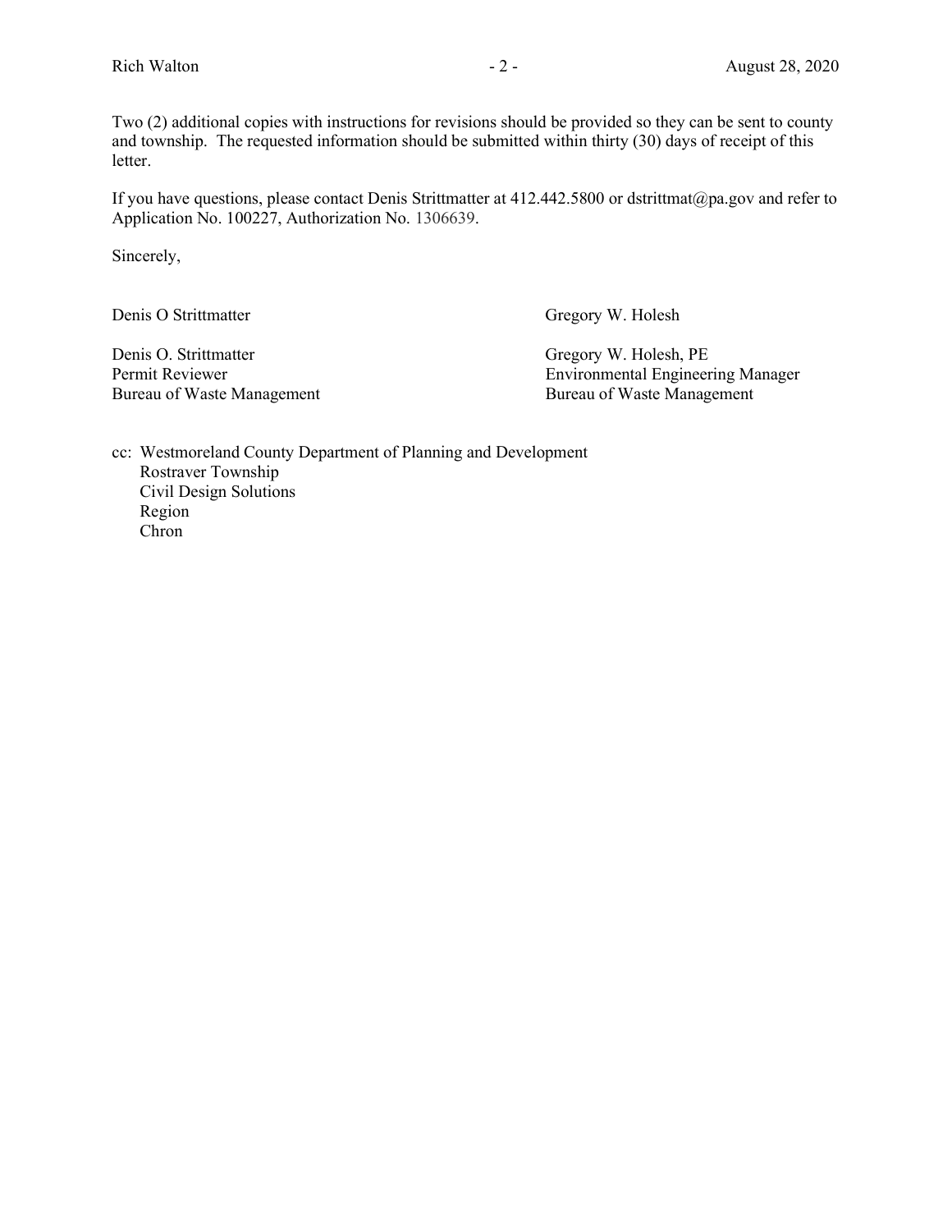Two (2) additional copies with instructions for revisions should be provided so they can be sent to county and township. The requested information should be submitted within thirty (30) days of receipt of this letter.

If you have questions, please contact Denis Strittmatter at 412.442.5800 or dstrittmat@pa.gov and refer to Application No. 100227, Authorization No. 1306639.

Sincerely,

Denis O Strittmatter

Denis O. Strittmatter
Permit Reviewer
Bureau of Waste Management

Gregory W. Holesh

Gregory W. Holesh, PE
Environmental Engineering Manager
Bureau of Waste Management

cc: Westmoreland County Department of Planning and Development
Rostraver Township
Civil Design Solutions
Region
Chron